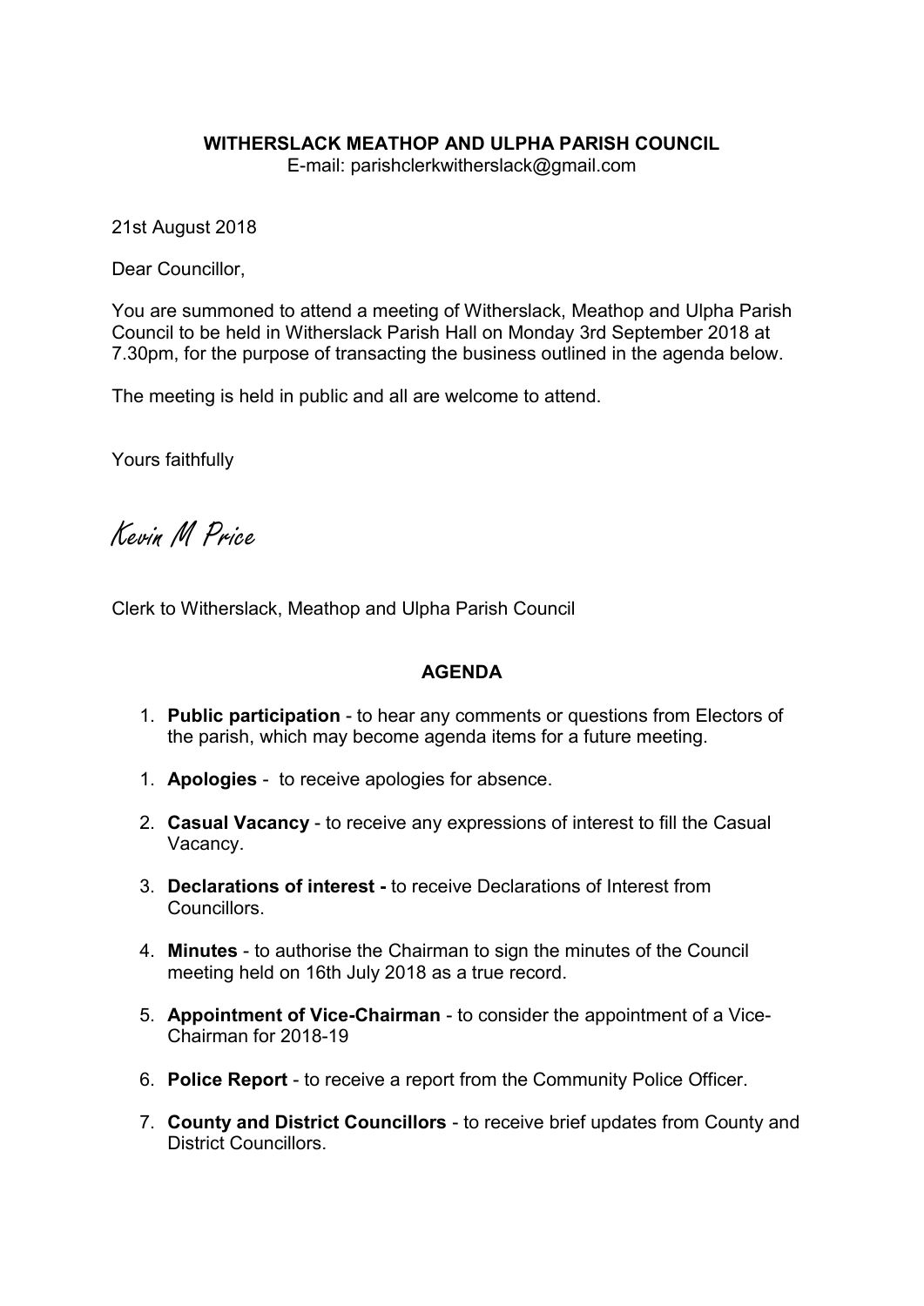**WITHERSLACK MEATHOP AND ULPHA PARISH COUNCIL**
E-mail: parishclerkwitherslack@gmail.com

21st August 2018

Dear Councillor,

You are summoned to attend a meeting of Witherslack, Meathop and Ulpha Parish Council to be held in Witherslack Parish Hall on Monday 3rd September 2018 at 7.30pm, for the purpose of transacting the business outlined in the agenda below.

The meeting is held in public and all are welcome to attend.

Yours faithfully

Kevin M Price

Clerk to Witherslack, Meathop and Ulpha Parish Council

## AGENDA

1. **Public participation** - to hear any comments or questions from Electors of the parish, which may become agenda items for a future meeting.

1. **Apologies** - to receive apologies for absence.

2. **Casual Vacancy** - to receive any expressions of interest to fill the Casual Vacancy.

3. **Declarations of interest -** to receive Declarations of Interest from Councillors.

4. **Minutes** - to authorise the Chairman to sign the minutes of the Council meeting held on 16th July 2018 as a true record.

5. **Appointment of Vice-Chairman** - to consider the appointment of a Vice-Chairman for 2018-19

6. **Police Report** - to receive a report from the Community Police Officer.

7. **County and District Councillors** - to receive brief updates from County and District Councillors.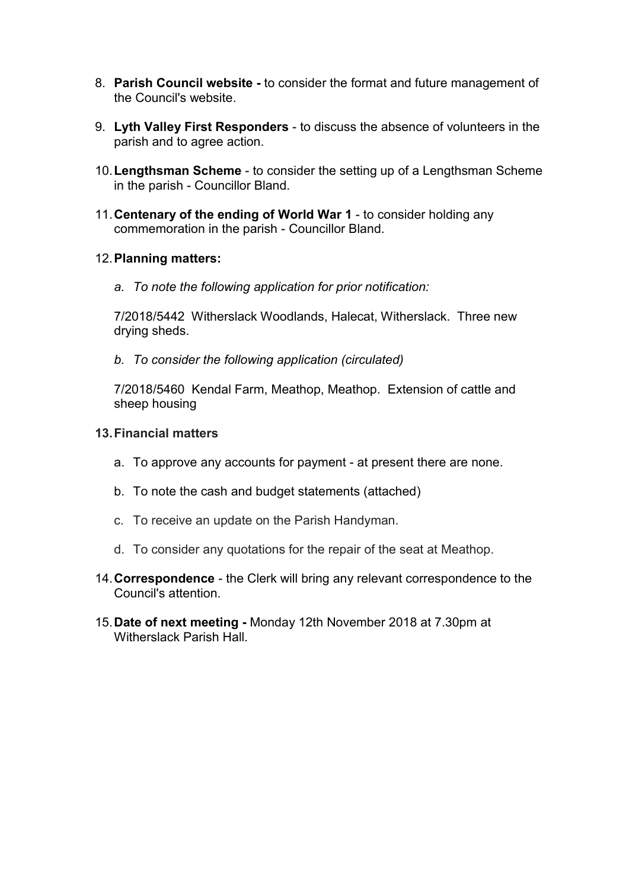8. **Parish Council website -** to consider the format and future management of the Council's website.

9. **Lyth Valley First Responders** - to discuss the absence of volunteers in the parish and to agree action.

10. **Lengthsman Scheme** - to consider the setting up of a Lengthsman Scheme in the parish - Councillor Bland.

11. **Centenary of the ending of World War 1** - to consider holding any commemoration in the parish - Councillor Bland.

12. **Planning matters:**

    a. *To note the following application for prior notification:*

    7/2018/5442 Witherslack Woodlands, Halecat, Witherslack. Three new drying sheds.

    b. *To consider the following application (circulated)*

    7/2018/5460 Kendal Farm, Meathop, Meathop. Extension of cattle and sheep housing

13. **Financial matters**

    a. To approve any accounts for payment - at present there are none.

    b. To note the cash and budget statements (attached)

    c. To receive an update on the Parish Handyman.

    d. To consider any quotations for the repair of the seat at Meathop.

14. **Correspondence** - the Clerk will bring any relevant correspondence to the Council's attention.

15. **Date of next meeting -** Monday 12th November 2018 at 7.30pm at Witherslack Parish Hall.